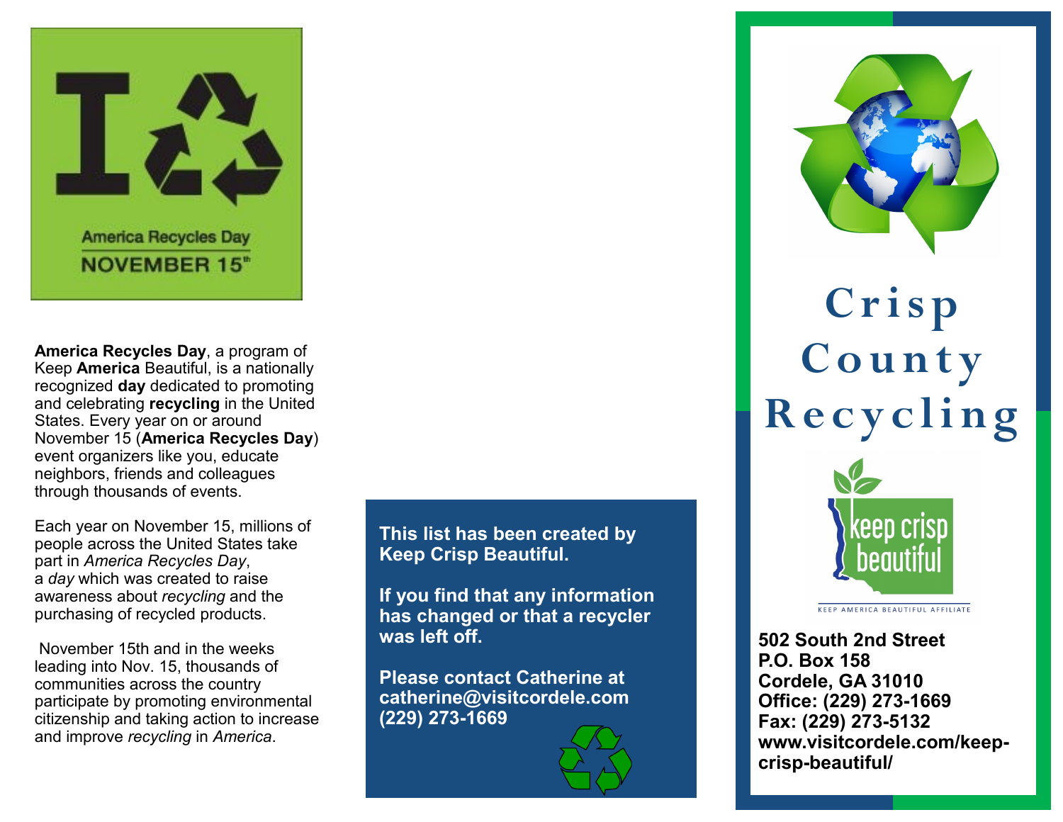America Recycles Day

NOVEMBER 15th

**America Recycles Day**, a program of Keep **America** Beautiful, is a nationally recognized **day** dedicated to promoting and celebrating **recycling** in the United States. Every year on or around November 15 (**America Recycles Day**) event organizers like you, educate neighbors, friends and colleagues through thousands of events.

Each year on November 15, millions of people across the United States take part in *America Recycles Day*, a *day* which was created to raise awareness about *recycling* and the purchasing of recycled products.

November 15th and in the weeks leading into Nov. 15, thousands of communities across the country participate by promoting environmental citizenship and taking action to increase and improve *recycling* in *America*.

**This list has been created by Keep Crisp Beautiful.**

**If you find that any information has changed or that a recycler was left off.**

**Please contact Catherine at catherine@visitcordele.com (229) 273-1669**

# Crisp County Recycling

keep crisp beautiful

KEEP AMERICA BEAUTIFUL AFFILIATE

**502 South 2nd Street**
**P.O. Box 158**
**Cordele, GA 31010**
**Office: (229) 273-1669**
**Fax: (229) 273-5132**
**www.visitcordele.com/keep-crisp-beautiful/**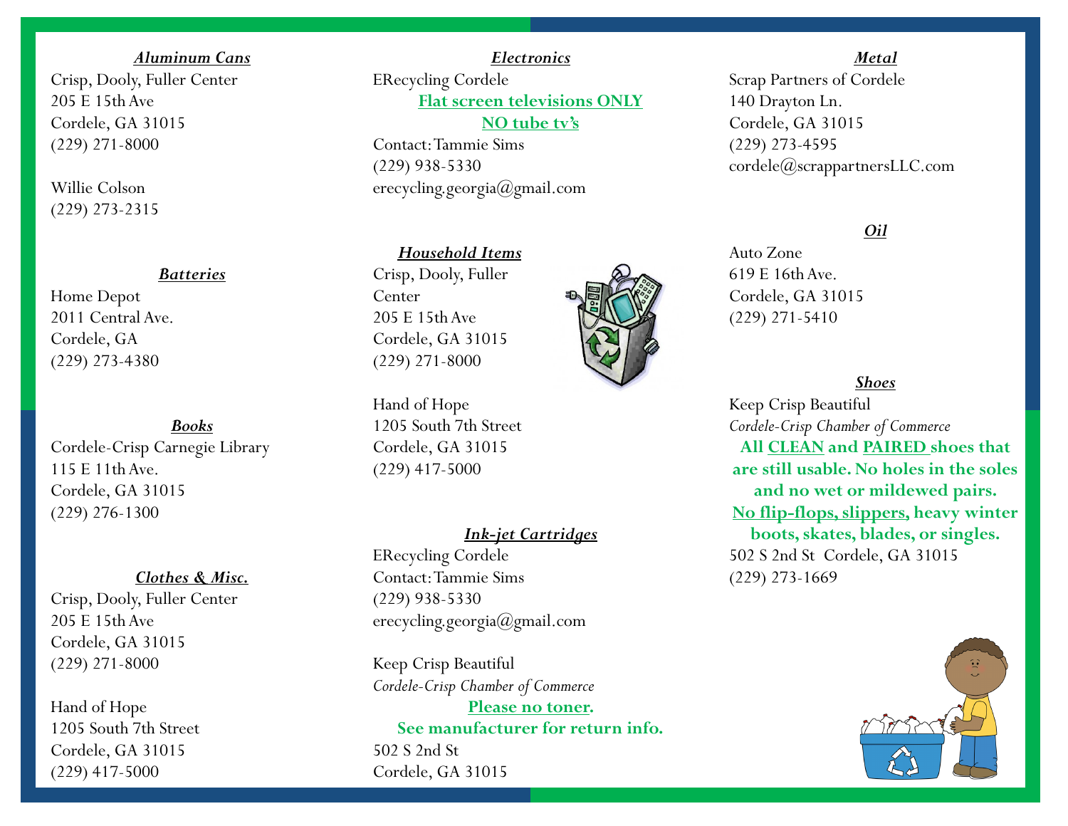### ***Aluminum Cans***

Crisp, Dooly, Fuller Center
205 E 15th Ave
Cordele, GA 31015
(229) 271-8000

Willie Colson
(229) 273-2315

### ***Batteries***

Home Depot
2011 Central Ave.
Cordele, GA
(229) 273-4380

### ***Books***

Cordele-Crisp Carnegie Library
115 E 11th Ave.
Cordele, GA 31015
(229) 276-1300

### ***Clothes & Misc.***

Crisp, Dooly, Fuller Center
205 E 15th Ave
Cordele, GA 31015
(229) 271-8000

Hand of Hope
1205 South 7th Street
Cordele, GA 31015
(229) 417-5000

### ***Electronics***

ERecycling Cordele

**Flat screen televisions ONLY**

**NO tube tv's**

Contact: Tammie Sims
(229) 938-5330
erecycling.georgia@gmail.com

### ***Household Items***

Crisp, Dooly, Fuller Center
205 E 15th Ave
Cordele, GA 31015
(229) 271-8000

Hand of Hope
1205 South 7th Street
Cordele, GA 31015
(229) 417-5000

### ***Ink-jet Cartridges***

ERecycling Cordele
Contact: Tammie Sims
(229) 938-5330
erecycling.georgia@gmail.com

Keep Crisp Beautiful
*Cordele-Crisp Chamber of Commerce*

**Please no toner.**
**See manufacturer for return info.**

502 S 2nd St
Cordele, GA 31015

### ***Metal***

Scrap Partners of Cordele
140 Drayton Ln.
Cordele, GA 31015
(229) 273-4595
cordele@scrappartnersLLC.com

### ***Oil***

Auto Zone
619 E 16th Ave.
Cordele, GA 31015
(229) 271-5410

### ***Shoes***

Keep Crisp Beautiful
*Cordele-Crisp Chamber of Commerce*

**All CLEAN and PAIRED shoes that are still usable. No holes in the soles and no wet or mildewed pairs. No flip-flops, slippers, heavy winter boots, skates, blades, or singles.**

502 S 2nd St Cordele, GA 31015
(229) 273-1669